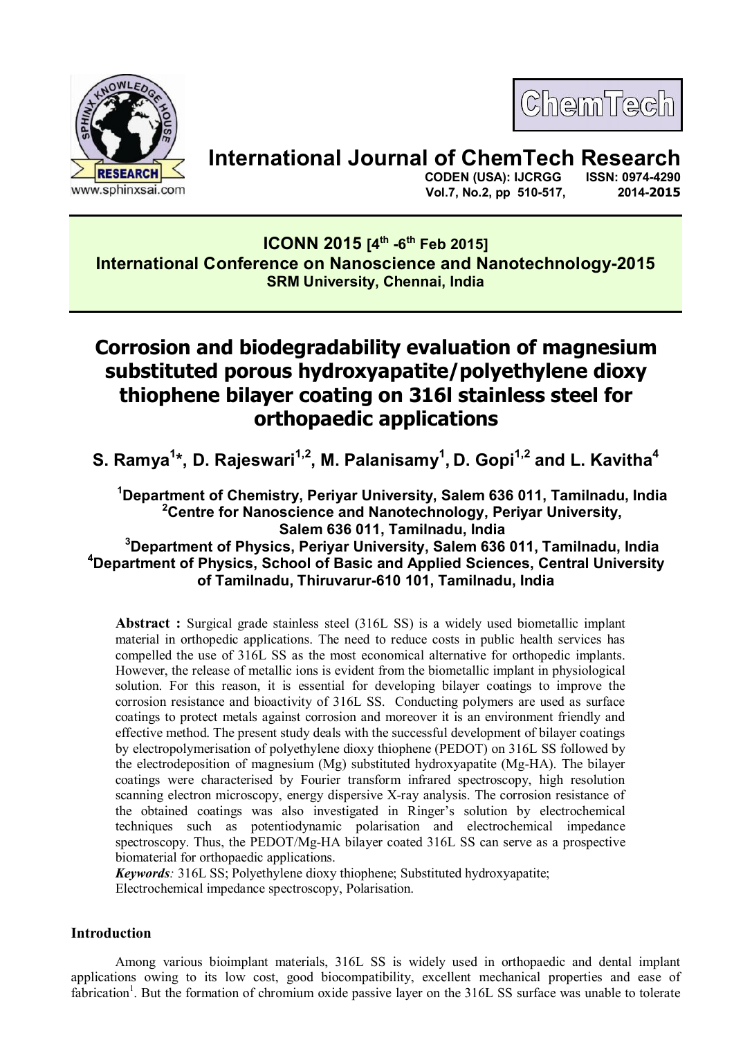# International Journal of ChemTech Research

CODEN (USA): IJCRGG ISSN: 0974-4290
Vol.7, No.2, pp 510-517, 2014-2015

**ICONN 2015 [4th -6th Feb 2015]**
**International Conference on Nanoscience and Nanotechnology-2015**
**SRM University, Chennai, India**

# Corrosion and biodegradability evaluation of magnesium substituted porous hydroxyapatite/polyethylene dioxy thiophene bilayer coating on 316l stainless steel for orthopaedic applications

**S. Ramya[1]*, D. Rajeswari[1,2], M. Palanisamy[1], D. Gopi[1,2] and L. Kavitha[4]**

[1]Department of Chemistry, Periyar University, Salem 636 011, Tamilnadu, India
[2]Centre for Nanoscience and Nanotechnology, Periyar University, Salem 636 011, Tamilnadu, India
[3]Department of Physics, Periyar University, Salem 636 011, Tamilnadu, India
[4]Department of Physics, School of Basic and Applied Sciences, Central University of Tamilnadu, Thiruvarur-610 101, Tamilnadu, India

**Abstract :** Surgical grade stainless steel (316L SS) is a widely used biometallic implant material in orthopedic applications. The need to reduce costs in public health services has compelled the use of 316L SS as the most economical alternative for orthopedic implants. However, the release of metallic ions is evident from the biometallic implant in physiological solution. For this reason, it is essential for developing bilayer coatings to improve the corrosion resistance and bioactivity of 316L SS. Conducting polymers are used as surface coatings to protect metals against corrosion and moreover it is an environment friendly and effective method. The present study deals with the successful development of bilayer coatings by electropolymerisation of polyethylene dioxy thiophene (PEDOT) on 316L SS followed by the electrodeposition of magnesium (Mg) substituted hydroxyapatite (Mg-HA). The bilayer coatings were characterised by Fourier transform infrared spectroscopy, high resolution scanning electron microscopy, energy dispersive X-ray analysis. The corrosion resistance of the obtained coatings was also investigated in Ringer's solution by electrochemical techniques such as potentiodynamic polarisation and electrochemical impedance spectroscopy. Thus, the PEDOT/Mg-HA bilayer coated 316L SS can serve as a prospective biomaterial for orthopaedic applications.

***Keywords**:* 316L SS; Polyethylene dioxy thiophene; Substituted hydroxyapatite; Electrochemical impedance spectroscopy, Polarisation.

## Introduction

Among various bioimplant materials, 316L SS is widely used in orthopaedic and dental implant applications owing to its low cost, good biocompatibility, excellent mechanical properties and ease of fabrication[1]. But the formation of chromium oxide passive layer on the 316L SS surface was unable to tolerate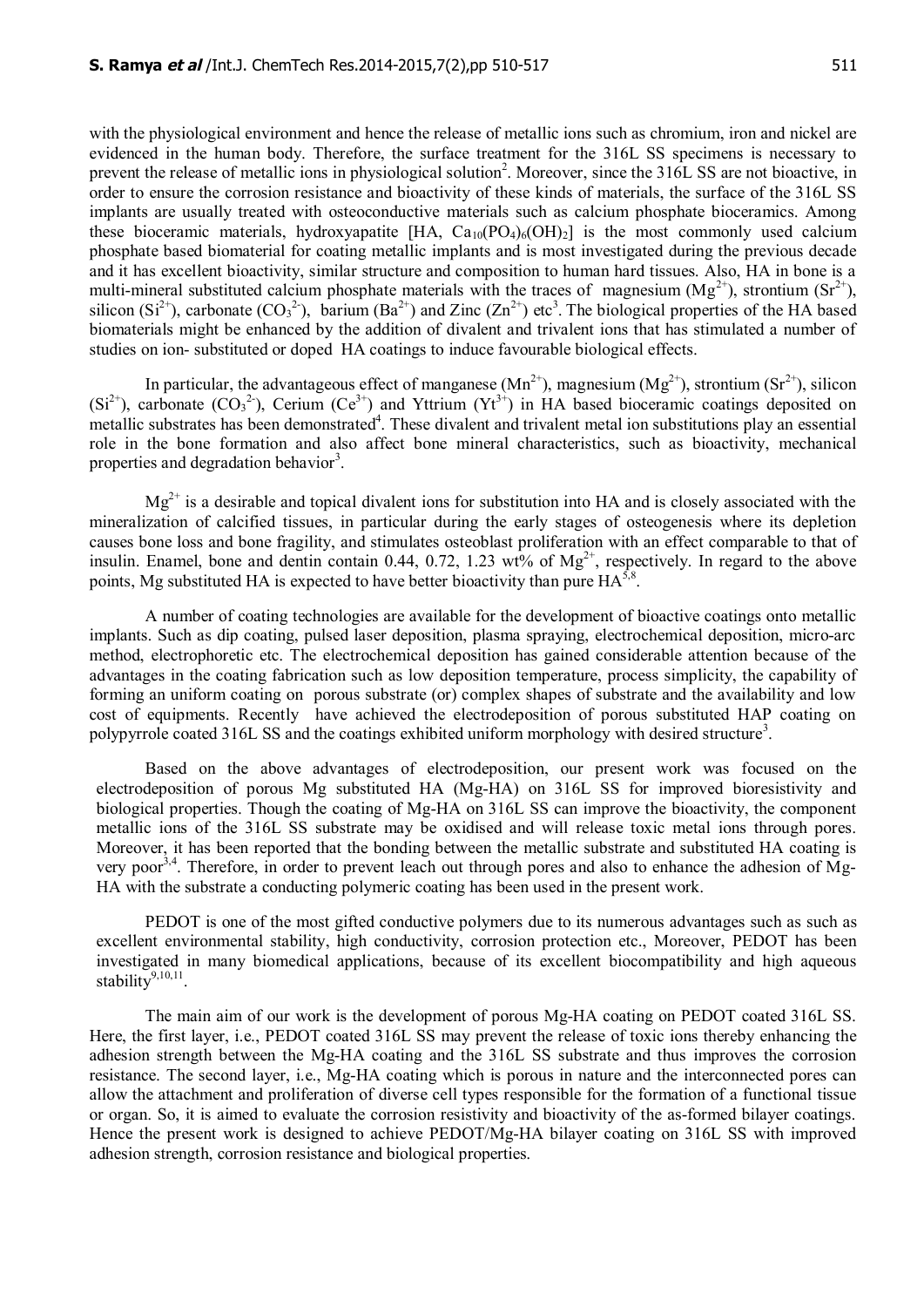with the physiological environment and hence the release of metallic ions such as chromium, iron and nickel are evidenced in the human body. Therefore, the surface treatment for the 316L SS specimens is necessary to prevent the release of metallic ions in physiological solution[2]. Moreover, since the 316L SS are not bioactive, in order to ensure the corrosion resistance and bioactivity of these kinds of materials, the surface of the 316L SS implants are usually treated with osteoconductive materials such as calcium phosphate bioceramics. Among these bioceramic materials, hydroxyapatite [HA, $Ca_{10}(PO_4)_6(OH)_2$] is the most commonly used calcium phosphate based biomaterial for coating metallic implants and is most investigated during the previous decade and it has excellent bioactivity, similar structure and composition to human hard tissues. Also, HA in bone is a multi-mineral substituted calcium phosphate materials with the traces of magnesium ($Mg^{2+}$), strontium ($Sr^{2+}$), silicon ($Si^{2+}$), carbonate ($CO_3^{2-}$), barium ($Ba^{2+}$) and Zinc ($Zn^{2+}$) etc[3]. The biological properties of the HA based biomaterials might be enhanced by the addition of divalent and trivalent ions that has stimulated a number of studies on ion- substituted or doped HA coatings to induce favourable biological effects.

In particular, the advantageous effect of manganese ($Mn^{2+}$), magnesium ($Mg^{2+}$), strontium ($Sr^{2+}$), silicon ($Si^{2+}$), carbonate ($CO_3^{2-}$), Cerium ($Ce^{3+}$) and Yttrium ($Yt^{3+}$) in HA based bioceramic coatings deposited on metallic substrates has been demonstrated[4]. These divalent and trivalent metal ion substitutions play an essential role in the bone formation and also affect bone mineral characteristics, such as bioactivity, mechanical properties and degradation behavior[3].

$Mg^{2+}$ is a desirable and topical divalent ions for substitution into HA and is closely associated with the mineralization of calcified tissues, in particular during the early stages of osteogenesis where its depletion causes bone loss and bone fragility, and stimulates osteoblast proliferation with an effect comparable to that of insulin. Enamel, bone and dentin contain 0.44, 0.72, 1.23 wt% of $Mg^{2+}$, respectively. In regard to the above points, Mg substituted HA is expected to have better bioactivity than pure HA[5,8].

A number of coating technologies are available for the development of bioactive coatings onto metallic implants. Such as dip coating, pulsed laser deposition, plasma spraying, electrochemical deposition, micro-arc method, electrophoretic etc. The electrochemical deposition has gained considerable attention because of the advantages in the coating fabrication such as low deposition temperature, process simplicity, the capability of forming an uniform coating on porous substrate (or) complex shapes of substrate and the availability and low cost of equipments. Recently have achieved the electrodeposition of porous substituted HAP coating on polypyrrole coated 316L SS and the coatings exhibited uniform morphology with desired structure[3].

Based on the above advantages of electrodeposition, our present work was focused on the electrodeposition of porous Mg substituted HA (Mg-HA) on 316L SS for improved bioresistivity and biological properties. Though the coating of Mg-HA on 316L SS can improve the bioactivity, the component metallic ions of the 316L SS substrate may be oxidised and will release toxic metal ions through pores. Moreover, it has been reported that the bonding between the metallic substrate and substituted HA coating is very poor[3,4]. Therefore, in order to prevent leach out through pores and also to enhance the adhesion of Mg-HA with the substrate a conducting polymeric coating has been used in the present work.

PEDOT is one of the most gifted conductive polymers due to its numerous advantages such as such as excellent environmental stability, high conductivity, corrosion protection etc., Moreover, PEDOT has been investigated in many biomedical applications, because of its excellent biocompatibility and high aqueous stability[9,10,11].

The main aim of our work is the development of porous Mg-HA coating on PEDOT coated 316L SS. Here, the first layer, i.e., PEDOT coated 316L SS may prevent the release of toxic ions thereby enhancing the adhesion strength between the Mg-HA coating and the 316L SS substrate and thus improves the corrosion resistance. The second layer, i.e., Mg-HA coating which is porous in nature and the interconnected pores can allow the attachment and proliferation of diverse cell types responsible for the formation of a functional tissue or organ. So, it is aimed to evaluate the corrosion resistivity and bioactivity of the as-formed bilayer coatings. Hence the present work is designed to achieve PEDOT/Mg-HA bilayer coating on 316L SS with improved adhesion strength, corrosion resistance and biological properties.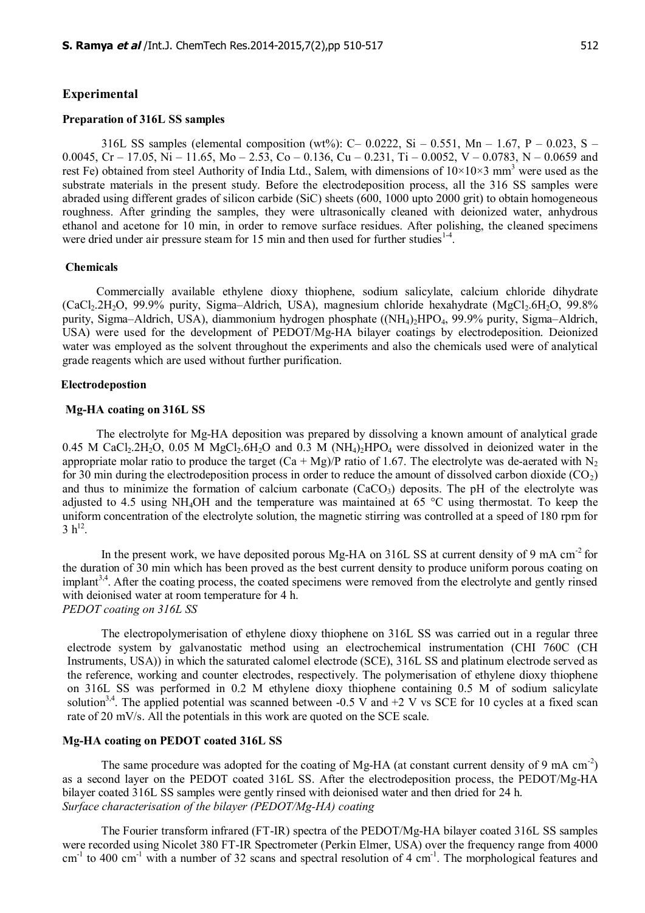## Experimental

### Preparation of 316L SS samples

316L SS samples (elemental composition (wt%): C– 0.0222, Si – 0.551, Mn – 1.67, P – 0.023, S – 0.0045, Cr – 17.05, Ni – 11.65, Mo – 2.53, Co – 0.136, Cu – 0.231, Ti – 0.0052, V – 0.0783, N – 0.0659 and rest Fe) obtained from steel Authority of India Ltd., Salem, with dimensions of 10×10×3 $mm^3$ were used as the substrate materials in the present study. Before the electrodeposition process, all the 316 SS samples were abraded using different grades of silicon carbide (SiC) sheets (600, 1000 upto 2000 grit) to obtain homogeneous roughness. After grinding the samples, they were ultrasonically cleaned with deionized water, anhydrous ethanol and acetone for 10 min, in order to remove surface residues. After polishing, the cleaned specimens were dried under air pressure steam for 15 min and then used for further studies[1-4].

### Chemicals

Commercially available ethylene dioxy thiophene, sodium salicylate, calcium chloride dihydrate ($CaCl_2.2H_2O$, 99.9% purity, Sigma–Aldrich, USA), magnesium chloride hexahydrate ($MgCl_2.6H_2O$, 99.8% purity, Sigma–Aldrich, USA), diammonium hydrogen phosphate ($(NH_4)_2HPO_4$, 99.9% purity, Sigma–Aldrich, USA) were used for the development of PEDOT/Mg-HA bilayer coatings by electrodeposition. Deionized water was employed as the solvent throughout the experiments and also the chemicals used were of analytical grade reagents which are used without further purification.

### Electrodepostion

#### Mg-HA coating on 316L SS

The electrolyte for Mg-HA deposition was prepared by dissolving a known amount of analytical grade 0.45 M $CaCl_2.2H_2O$, 0.05 M $MgCl_2.6H_2O$ and 0.3 M $(NH_4)_2HPO_4$ were dissolved in deionized water in the appropriate molar ratio to produce the target (Ca + Mg)/P ratio of 1.67. The electrolyte was de-aerated with $N_2$ for 30 min during the electrodeposition process in order to reduce the amount of dissolved carbon dioxide ($CO_2$) and thus to minimize the formation of calcium carbonate ($CaCO_3$) deposits. The pH of the electrolyte was adjusted to 4.5 using $NH_4OH$ and the temperature was maintained at 65 °C using thermostat. To keep the uniform concentration of the electrolyte solution, the magnetic stirring was controlled at a speed of 180 rpm for 3 h[12].

In the present work, we have deposited porous Mg-HA on 316L SS at current density of 9 mA $cm^{-2}$ for the duration of 30 min which has been proved as the best current density to produce uniform porous coating on implant[3,4]. After the coating process, the coated specimens were removed from the electrolyte and gently rinsed with deionised water at room temperature for 4 h.

#### *PEDOT coating on 316L SS*

The electropolymerisation of ethylene dioxy thiophene on 316L SS was carried out in a regular three electrode system by galvanostatic method using an electrochemical instrumentation (CHI 760C (CH Instruments, USA)) in which the saturated calomel electrode (SCE), 316L SS and platinum electrode served as the reference, working and counter electrodes, respectively. The polymerisation of ethylene dioxy thiophene on 316L SS was performed in 0.2 M ethylene dioxy thiophene containing 0.5 M of sodium salicylate solution[3,4]. The applied potential was scanned between -0.5 V and +2 V vs SCE for 10 cycles at a fixed scan rate of 20 mV/s. All the potentials in this work are quoted on the SCE scale.

#### Mg-HA coating on PEDOT coated 316L SS

The same procedure was adopted for the coating of Mg-HA (at constant current density of 9 mA $cm^{-2}$) as a second layer on the PEDOT coated 316L SS. After the electrodeposition process, the PEDOT/Mg-HA bilayer coated 316L SS samples were gently rinsed with deionised water and then dried for 24 h.

#### *Surface characterisation of the bilayer (PEDOT/Mg-HA) coating*

The Fourier transform infrared (FT-IR) spectra of the PEDOT/Mg-HA bilayer coated 316L SS samples were recorded using Nicolet 380 FT-IR Spectrometer (Perkin Elmer, USA) over the frequency range from 4000 $cm^{-1}$ to 400 $cm^{-1}$ with a number of 32 scans and spectral resolution of 4 $cm^{-1}$. The morphological features and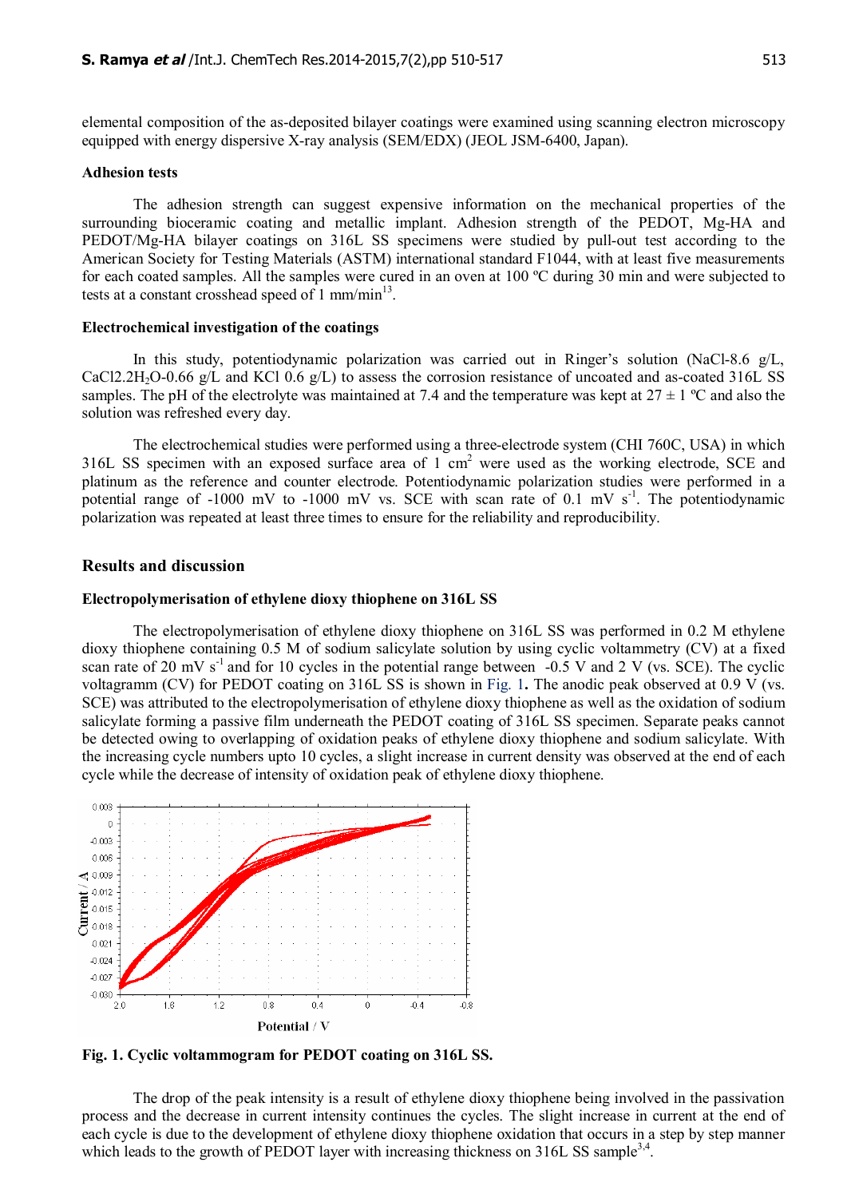elemental composition of the as-deposited bilayer coatings were examined using scanning electron microscopy equipped with energy dispersive X-ray analysis (SEM/EDX) (JEOL JSM-6400, Japan).

### Adhesion tests

The adhesion strength can suggest expensive information on the mechanical properties of the surrounding bioceramic coating and metallic implant. Adhesion strength of the PEDOT, Mg-HA and PEDOT/Mg-HA bilayer coatings on 316L SS specimens were studied by pull-out test according to the American Society for Testing Materials (ASTM) international standard F1044, with at least five measurements for each coated samples. All the samples were cured in an oven at 100 ºC during 30 min and were subjected to tests at a constant crosshead speed of 1 mm/min[13].

### Electrochemical investigation of the coatings

In this study, potentiodynamic polarization was carried out in Ringer's solution (NaCl-8.6 g/L, CaCl2.2$H_2O$-0.66 g/L and KCl 0.6 g/L) to assess the corrosion resistance of uncoated and as-coated 316L SS samples. The pH of the electrolyte was maintained at 7.4 and the temperature was kept at 27 ± 1 ºC and also the solution was refreshed every day.

The electrochemical studies were performed using a three-electrode system (CHI 760C, USA) in which 316L SS specimen with an exposed surface area of 1 $cm^2$ were used as the working electrode, SCE and platinum as the reference and counter electrode. Potentiodynamic polarization studies were performed in a potential range of -1000 mV to -1000 mV vs. SCE with scan rate of 0.1 mV $s^{-1}$. The potentiodynamic polarization was repeated at least three times to ensure for the reliability and reproducibility.

## Results and discussion

### Electropolymerisation of ethylene dioxy thiophene on 316L SS

The electropolymerisation of ethylene dioxy thiophene on 316L SS was performed in 0.2 M ethylene dioxy thiophene containing 0.5 M of sodium salicylate solution by using cyclic voltammetry (CV) at a fixed scan rate of 20 mV $s^{-1}$ and for 10 cycles in the potential range between -0.5 V and 2 V (vs. SCE). The cyclic voltagramm (CV) for PEDOT coating on 316L SS is shown in Fig. 1. The anodic peak observed at 0.9 V (vs. SCE) was attributed to the electropolymerisation of ethylene dioxy thiophene as well as the oxidation of sodium salicylate forming a passive film underneath the PEDOT coating of 316L SS specimen. Separate peaks cannot be detected owing to overlapping of oxidation peaks of ethylene dioxy thiophene and sodium salicylate. With the increasing cycle numbers upto 10 cycles, a slight increase in current density was observed at the end of each cycle while the decrease of intensity of oxidation peak of ethylene dioxy thiophene.

**Fig. 1. Cyclic voltammogram for PEDOT coating on 316L SS.**

The drop of the peak intensity is a result of ethylene dioxy thiophene being involved in the passivation process and the decrease in current intensity continues the cycles. The slight increase in current at the end of each cycle is due to the development of ethylene dioxy thiophene oxidation that occurs in a step by step manner which leads to the growth of PEDOT layer with increasing thickness on 316L SS sample[3,4].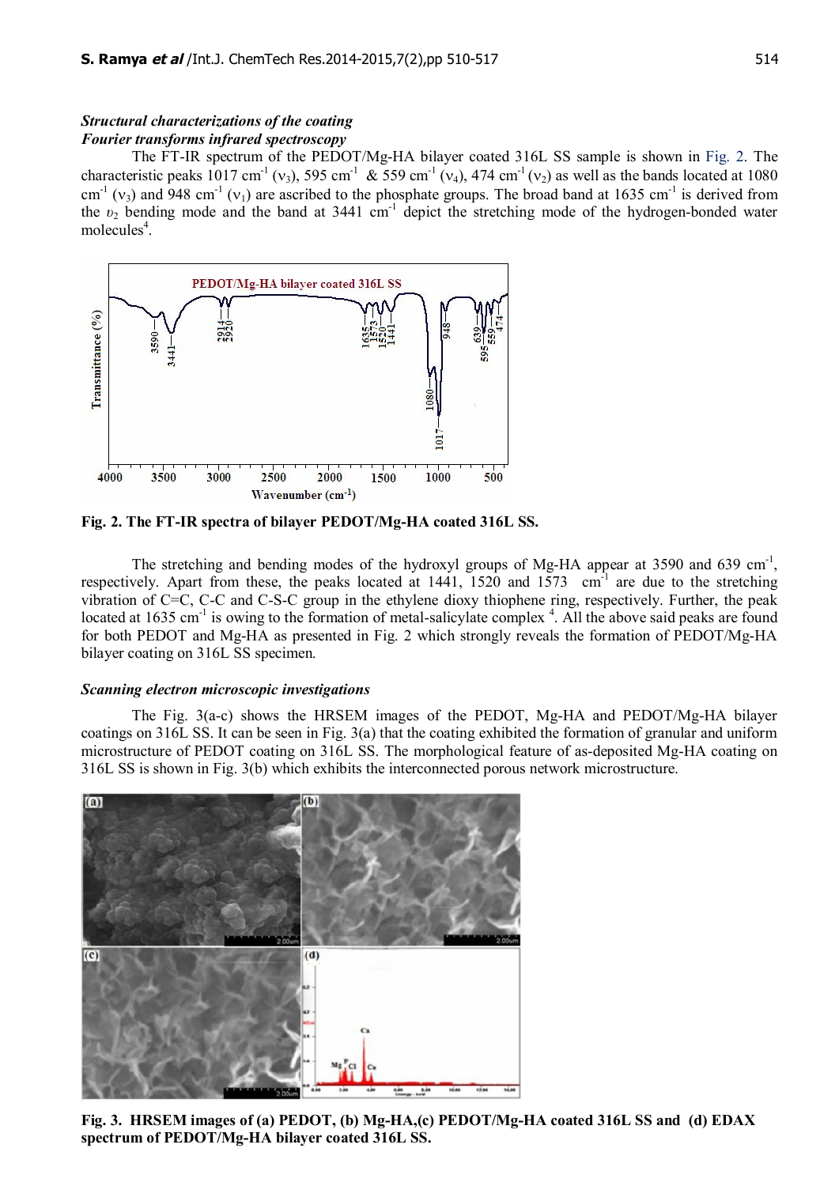### *Structural characterizations of the coating*

### *Fourier transforms infrared spectroscopy*

The FT-IR spectrum of the PEDOT/Mg-HA bilayer coated 316L SS sample is shown in Fig. 2. The characteristic peaks 1017 cm$^{-1}$ ($\nu_3$), 595 cm$^{-1}$ & 559 cm$^{-1}$ ($\nu_4$), 474 cm$^{-1}$ ($\nu_2$) as well as the bands located at 1080 cm$^{-1}$ ($\nu_3$) and 948 cm$^{-1}$ ($\nu_1$) are ascribed to the phosphate groups. The broad band at 1635 cm$^{-1}$ is derived from the $\upsilon_2$ bending mode and the band at 3441 cm$^{-1}$ depict the stretching mode of the hydrogen-bonded water molecules[4].

**Fig. 2. The FT-IR spectra of bilayer PEDOT/Mg-HA coated 316L SS.**

The stretching and bending modes of the hydroxyl groups of Mg-HA appear at 3590 and 639 cm$^{-1}$, respectively. Apart from these, the peaks located at 1441, 1520 and 1573 cm$^{-1}$ are due to the stretching vibration of C=C, C-C and C-S-C group in the ethylene dioxy thiophene ring, respectively. Further, the peak located at 1635 cm$^{-1}$ is owing to the formation of metal-salicylate complex [4]. All the above said peaks are found for both PEDOT and Mg-HA as presented in Fig. 2 which strongly reveals the formation of PEDOT/Mg-HA bilayer coating on 316L SS specimen.

### *Scanning electron microscopic investigations*

The Fig. 3(a-c) shows the HRSEM images of the PEDOT, Mg-HA and PEDOT/Mg-HA bilayer coatings on 316L SS. It can be seen in Fig. 3(a) that the coating exhibited the formation of granular and uniform microstructure of PEDOT coating on 316L SS. The morphological feature of as-deposited Mg-HA coating on 316L SS is shown in Fig. 3(b) which exhibits the interconnected porous network microstructure.

**Fig. 3. HRSEM images of (a) PEDOT, (b) Mg-HA,(c) PEDOT/Mg-HA coated 316L SS and (d) EDAX spectrum of PEDOT/Mg-HA bilayer coated 316L SS.**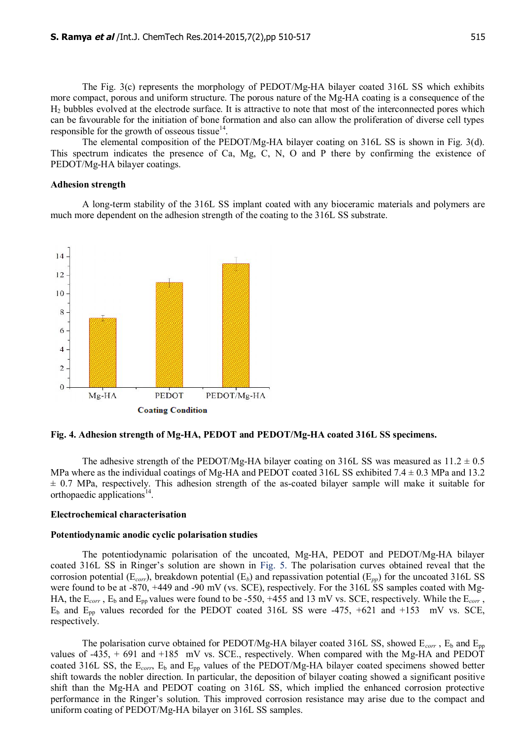The Fig. 3(c) represents the morphology of PEDOT/Mg-HA bilayer coated 316L SS which exhibits more compact, porous and uniform structure. The porous nature of the Mg-HA coating is a consequence of the $H_2$ bubbles evolved at the electrode surface. It is attractive to note that most of the interconnected pores which can be favourable for the initiation of bone formation and also can allow the proliferation of diverse cell types responsible for the growth of osseous tissue[14].

The elemental composition of the PEDOT/Mg-HA bilayer coating on 316L SS is shown in Fig. 3(d). This spectrum indicates the presence of Ca, Mg, C, N, O and P there by confirming the existence of PEDOT/Mg-HA bilayer coatings.

### Adhesion strength

A long-term stability of the 316L SS implant coated with any bioceramic materials and polymers are much more dependent on the adhesion strength of the coating to the 316L SS substrate.

**Fig. 4. Adhesion strength of Mg-HA, PEDOT and PEDOT/Mg-HA coated 316L SS specimens.**

The adhesive strength of the PEDOT/Mg-HA bilayer coating on 316L SS was measured as 11.2 ± 0.5 MPa where as the individual coatings of Mg-HA and PEDOT coated 316L SS exhibited 7.4 ± 0.3 MPa and 13.2 ± 0.7 MPa, respectively. This adhesion strength of the as-coated bilayer sample will make it suitable for orthopaedic applications[14].

### Electrochemical characterisation

### Potentiodynamic anodic cyclic polarisation studies

The potentiodynamic polarisation of the uncoated, Mg-HA, PEDOT and PEDOT/Mg-HA bilayer coated 316L SS in Ringer's solution are shown in Fig. 5. The polarisation curves obtained reveal that the corrosion potential ($E_{corr}$), breakdown potential ($E_b$) and repassivation potential ($E_{pp}$) for the uncoated 316L SS were found to be at -870, +449 and -90 mV (vs. SCE), respectively. For the 316L SS samples coated with Mg-HA, the $E_{corr}$ , $E_b$ and $E_{pp}$ values were found to be -550, +455 and 13 mV vs. SCE, respectively. While the $E_{corr}$ , $E_b$ and $E_{pp}$ values recorded for the PEDOT coated 316L SS were -475, +621 and +153 mV vs. SCE, respectively.

The polarisation curve obtained for PEDOT/Mg-HA bilayer coated 316L SS, showed $E_{corr}$ , $E_b$ and $E_{pp}$ values of -435, + 691 and +185 mV vs. SCE., respectively. When compared with the Mg-HA and PEDOT coated 316L SS, the $E_{corr}$, $E_b$ and $E_{pp}$ values of the PEDOT/Mg-HA bilayer coated specimens showed better shift towards the nobler direction. In particular, the deposition of bilayer coating showed a significant positive shift than the Mg-HA and PEDOT coating on 316L SS, which implied the enhanced corrosion protective performance in the Ringer's solution. This improved corrosion resistance may arise due to the compact and uniform coating of PEDOT/Mg-HA bilayer on 316L SS samples.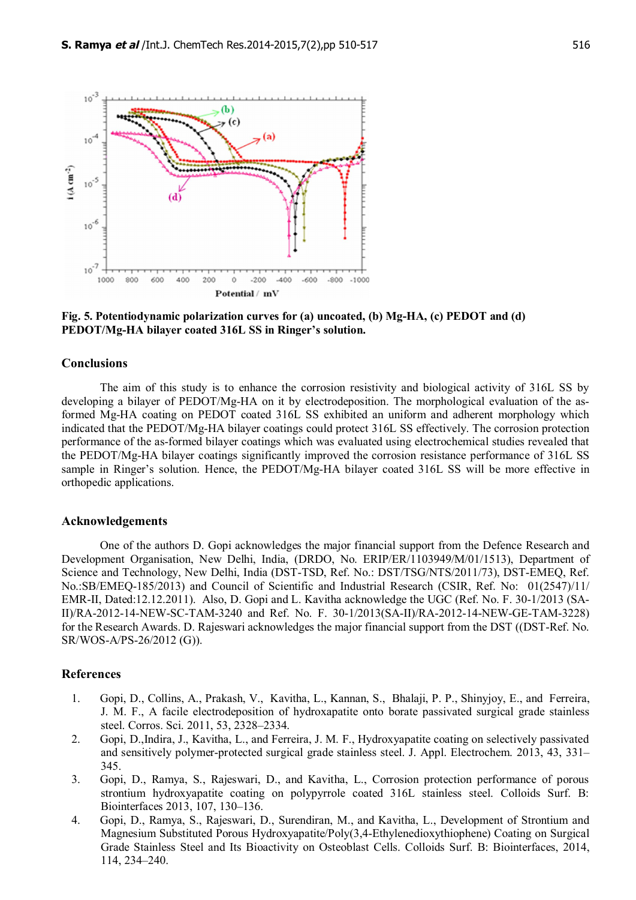**Fig. 5. Potentiodynamic polarization curves for (a) uncoated, (b) Mg-HA, (c) PEDOT and (d) PEDOT/Mg-HA bilayer coated 316L SS in Ringer's solution.**

## Conclusions

The aim of this study is to enhance the corrosion resistivity and biological activity of 316L SS by developing a bilayer of PEDOT/Mg-HA on it by electrodeposition. The morphological evaluation of the as-formed Mg-HA coating on PEDOT coated 316L SS exhibited an uniform and adherent morphology which indicated that the PEDOT/Mg-HA bilayer coatings could protect 316L SS effectively. The corrosion protection performance of the as-formed bilayer coatings which was evaluated using electrochemical studies revealed that the PEDOT/Mg-HA bilayer coatings significantly improved the corrosion resistance performance of 316L SS sample in Ringer's solution. Hence, the PEDOT/Mg-HA bilayer coated 316L SS will be more effective in orthopedic applications.

## Acknowledgements

One of the authors D. Gopi acknowledges the major financial support from the Defence Research and Development Organisation, New Delhi, India, (DRDO, No. ERIP/ER/1103949/M/01/1513), Department of Science and Technology, New Delhi, India (DST-TSD, Ref. No.: DST/TSG/NTS/2011/73), DST-EMEQ, Ref. No.:SB/EMEQ-185/2013) and Council of Scientific and Industrial Research (CSIR, Ref. No: 01(2547)/11/ EMR-II, Dated:12.12.2011). Also, D. Gopi and L. Kavitha acknowledge the UGC (Ref. No. F. 30-1/2013 (SA-II)/RA-2012-14-NEW-SC-TAM-3240 and Ref. No. F. 30-1/2013(SA-II)/RA-2012-14-NEW-GE-TAM-3228) for the Research Awards. D. Rajeswari acknowledges the major financial support from the DST ((DST-Ref. No. SR/WOS-A/PS-26/2012 (G)).

## References

1. Gopi, D., Collins, A., Prakash, V., Kavitha, L., Kannan, S., Bhalaji, P. P., Shinyjoy, E., and Ferreira, J. M. F., A facile electrodeposition of hydroxapatite onto borate passivated surgical grade stainless steel. Corros. Sci. 2011, 53, 2328–2334.
2. Gopi, D.,Indira, J., Kavitha, L., and Ferreira, J. M. F., Hydroxyapatite coating on selectively passivated and sensitively polymer-protected surgical grade stainless steel. J. Appl. Electrochem. 2013, 43, 331–345.
3. Gopi, D., Ramya, S., Rajeswari, D., and Kavitha, L., Corrosion protection performance of porous strontium hydroxyapatite coating on polypyrrole coated 316L stainless steel. Colloids Surf. B: Biointerfaces 2013, 107, 130–136.
4. Gopi, D., Ramya, S., Rajeswari, D., Surendiran, M., and Kavitha, L., Development of Strontium and Magnesium Substituted Porous Hydroxyapatite/Poly(3,4-Ethylenedioxythiophene) Coating on Surgical Grade Stainless Steel and Its Bioactivity on Osteoblast Cells. Colloids Surf. B: Biointerfaces, 2014, 114, 234–240.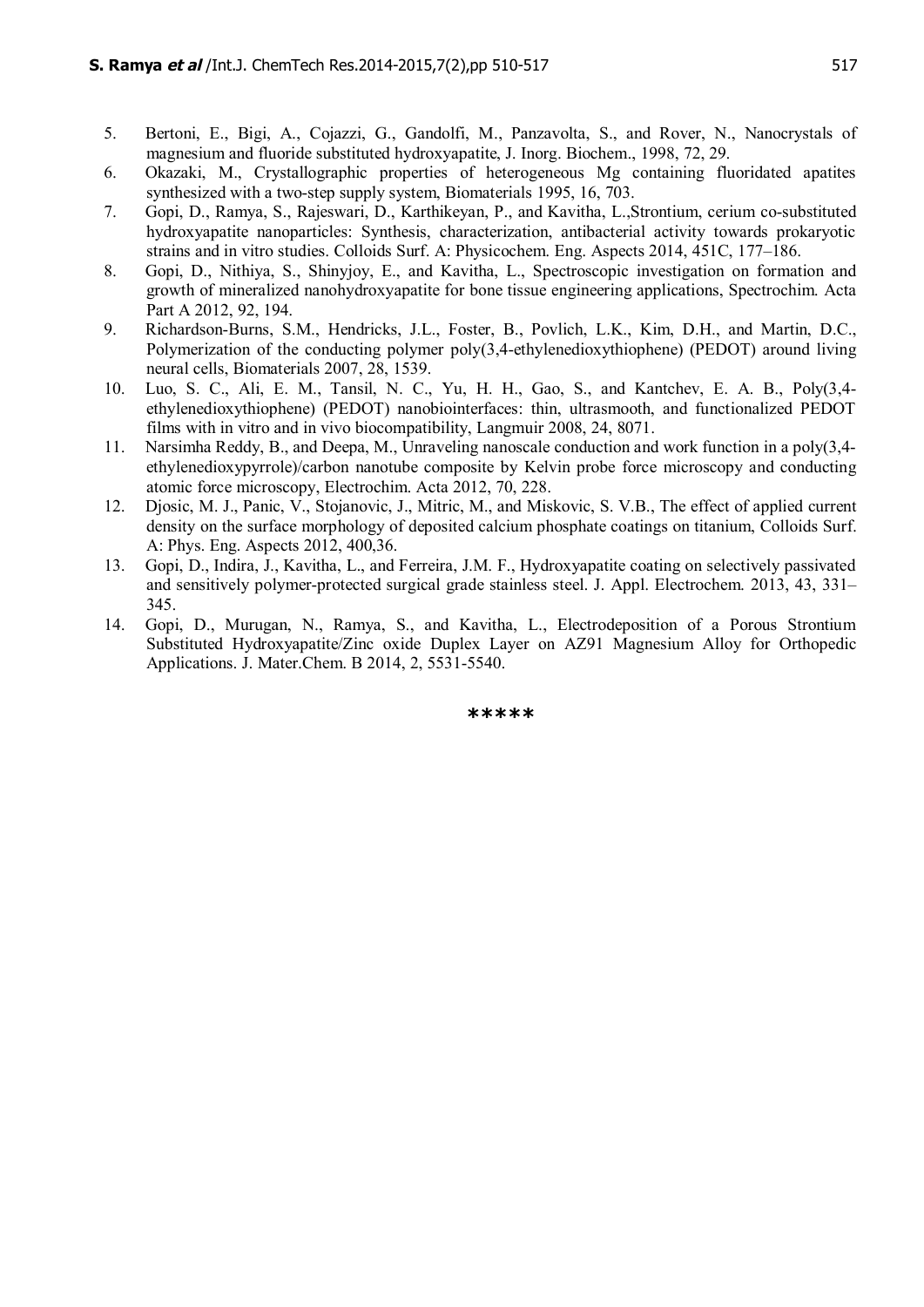5. Bertoni, E., Bigi, A., Cojazzi, G., Gandolfi, M., Panzavolta, S., and Rover, N., Nanocrystals of magnesium and fluoride substituted hydroxyapatite, J. Inorg. Biochem., 1998, 72, 29.
6. Okazaki, M., Crystallographic properties of heterogeneous Mg containing fluoridated apatites synthesized with a two-step supply system, Biomaterials 1995, 16, 703.
7. Gopi, D., Ramya, S., Rajeswari, D., Karthikeyan, P., and Kavitha, L.,Strontium, cerium co-substituted hydroxyapatite nanoparticles: Synthesis, characterization, antibacterial activity towards prokaryotic strains and in vitro studies. Colloids Surf. A: Physicochem. Eng. Aspects 2014, 451C, 177–186.
8. Gopi, D., Nithiya, S., Shinyjoy, E., and Kavitha, L., Spectroscopic investigation on formation and growth of mineralized nanohydroxyapatite for bone tissue engineering applications, Spectrochim. Acta Part A 2012, 92, 194.
9. Richardson-Burns, S.M., Hendricks, J.L., Foster, B., Povlich, L.K., Kim, D.H., and Martin, D.C., Polymerization of the conducting polymer poly(3,4-ethylenedioxythiophene) (PEDOT) around living neural cells, Biomaterials 2007, 28, 1539.
10. Luo, S. C., Ali, E. M., Tansil, N. C., Yu, H. H., Gao, S., and Kantchev, E. A. B., Poly(3,4-ethylenedioxythiophene) (PEDOT) nanobiointerfaces: thin, ultrasmooth, and functionalized PEDOT films with in vitro and in vivo biocompatibility, Langmuir 2008, 24, 8071.
11. Narsimha Reddy, B., and Deepa, M., Unraveling nanoscale conduction and work function in a poly(3,4-ethylenedioxypyrrole)/carbon nanotube composite by Kelvin probe force microscopy and conducting atomic force microscopy, Electrochim. Acta 2012, 70, 228.
12. Djosic, M. J., Panic, V., Stojanovic, J., Mitric, M., and Miskovic, S. V.B., The effect of applied current density on the surface morphology of deposited calcium phosphate coatings on titanium, Colloids Surf. A: Phys. Eng. Aspects 2012, 400,36.
13. Gopi, D., Indira, J., Kavitha, L., and Ferreira, J.M. F., Hydroxyapatite coating on selectively passivated and sensitively polymer-protected surgical grade stainless steel. J. Appl. Electrochem. 2013, 43, 331–345.
14. Gopi, D., Murugan, N., Ramya, S., and Kavitha, L., Electrodeposition of a Porous Strontium Substituted Hydroxyapatite/Zinc oxide Duplex Layer on AZ91 Magnesium Alloy for Orthopedic Applications. J. Mater.Chem. B 2014, 2, 5531-5540.

*****